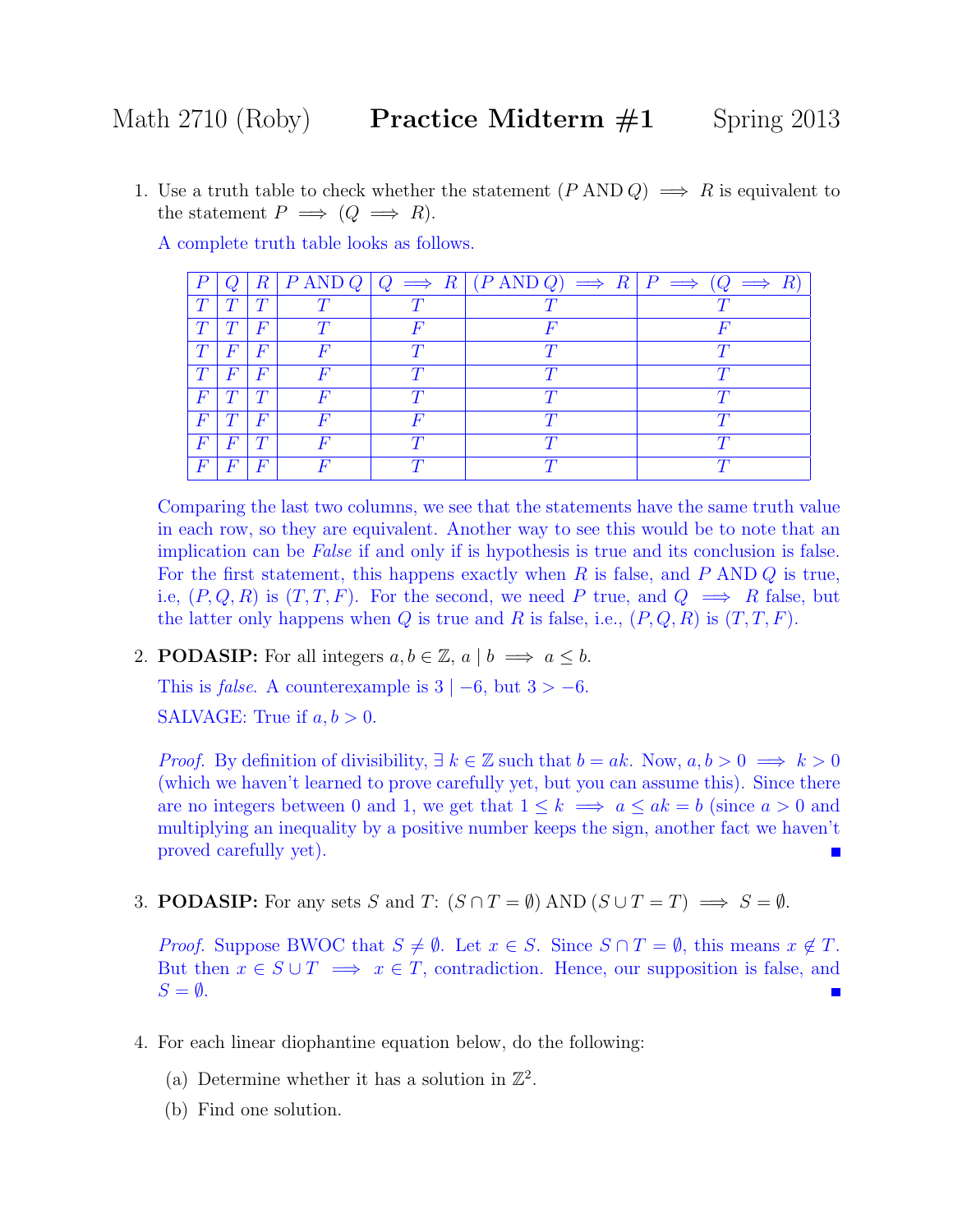Math 2710 (Roby) **Practice Midterm #1** Spring 2013

1. Use a truth table to check whether the statement $(P \text{ AND } Q) \implies R$ is equivalent to the statement $P \implies (Q \implies R)$.

   A complete truth table looks as follows.

| $P$ | $Q$ | $R$ | $P$ AND $Q$ | $Q \implies R$ | $(P \text{ AND } Q) \implies R$ | $P \implies (Q \implies R)$ |
|---|---|---|---|---|---|---|
| $T$ | $T$ | $T$ | $T$ | $T$ | $T$ | $T$ |
| $T$ | $T$ | $F$ | $T$ | $F$ | $F$ | $F$ |
| $T$ | $F$ | $F$ | $F$ | $T$ | $T$ | $T$ |
| $T$ | $F$ | $F$ | $F$ | $T$ | $T$ | $T$ |
| $F$ | $T$ | $T$ | $F$ | $T$ | $T$ | $T$ |
| $F$ | $T$ | $F$ | $F$ | $F$ | $T$ | $T$ |
| $F$ | $F$ | $T$ | $F$ | $T$ | $T$ | $T$ |
| $F$ | $F$ | $F$ | $F$ | $T$ | $T$ | $T$ |

   Comparing the last two columns, we see that the statements have the same truth value in each row, so they are equivalent. Another way to see this would be to note that an implication can be *False* if and only if is hypothesis is true and its conclusion is false. For the first statement, this happens exactly when $R$ is false, and $P$ AND $Q$ is true, i.e, $(P, Q, R)$ is $(T, T, F)$. For the second, we need $P$ true, and $Q \implies R$ false, but the latter only happens when $Q$ is true and $R$ is false, i.e., $(P, Q, R)$ is $(T, T, F)$.

2. **PODASIP:** For all integers $a, b \in \mathbb{Z}$, $a \mid b \implies a \leq b$.

   This is *false*. A counterexample is $3 \mid -6$, but $3 > -6$.

   SALVAGE: True if $a, b > 0$.

   *Proof.* By definition of divisibility, $\exists\, k \in \mathbb{Z}$ such that $b = ak$. Now, $a, b > 0 \implies k > 0$ (which we haven't learned to prove carefully yet, but you can assume this). Since there are no integers between 0 and 1, we get that $1 \leq k \implies a \leq ak = b$ (since $a > 0$ and multiplying an inequality by a positive number keeps the sign, another fact we haven't proved carefully yet). ∎

3. **PODASIP:** For any sets $S$ and $T$: $(S \cap T = \emptyset)$ AND $(S \cup T = T) \implies S = \emptyset$.

   *Proof.* Suppose BWOC that $S \neq \emptyset$. Let $x \in S$. Since $S \cap T = \emptyset$, this means $x \notin T$. But then $x \in S \cup T \implies x \in T$, contradiction. Hence, our supposition is false, and $S = \emptyset$. ∎

4. For each linear diophantine equation below, do the following:

   (a) Determine whether it has a solution in $\mathbb{Z}^2$.

   (b) Find one solution.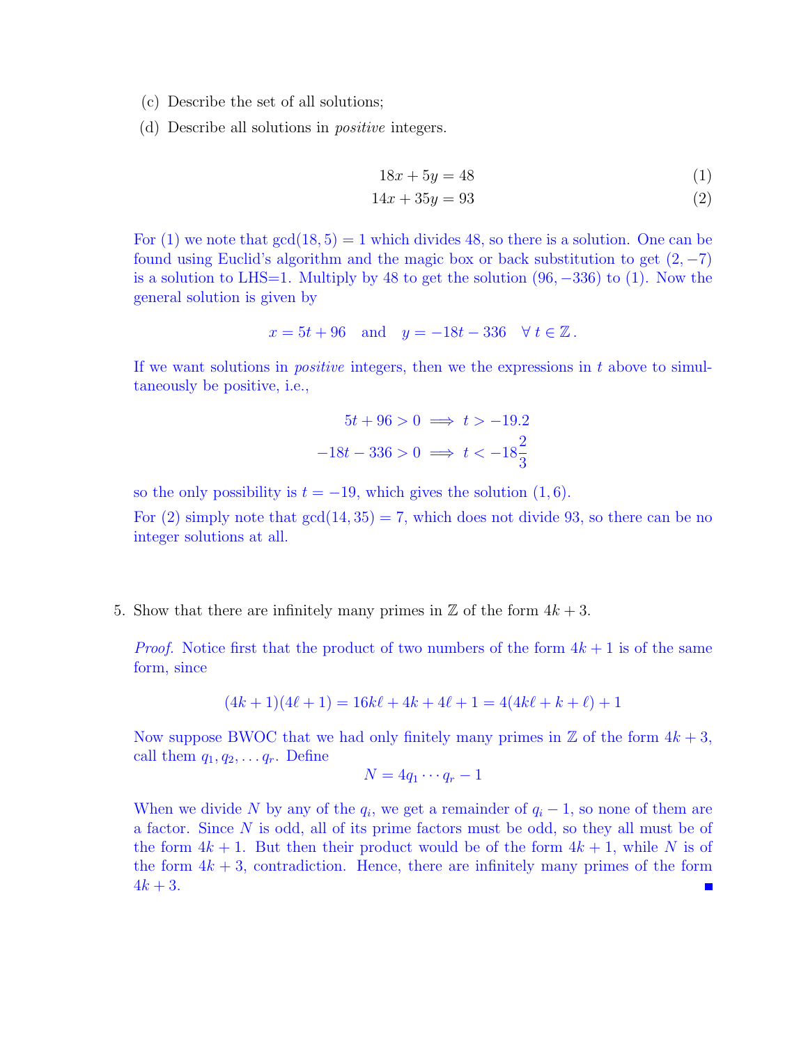(c) Describe the set of all solutions;

(d) Describe all solutions in *positive* integers.

$$18x + 5y = 48 \tag{1}$$
$$14x + 35y = 93 \tag{2}$$

For (1) we note that $\gcd(18, 5) = 1$ which divides 48, so there is a solution. One can be found using Euclid's algorithm and the magic box or back substitution to get $(2, -7)$ is a solution to LHS=1. Multiply by 48 to get the solution $(96, -336)$ to (1). Now the general solution is given by

$$x = 5t + 96 \quad \text{and} \quad y = -18t - 336 \quad \forall\, t \in \mathbb{Z}\,.$$

If we want solutions in *positive* integers, then we the expressions in $t$ above to simultaneously be positive, i.e.,

$$5t + 96 > 0 \implies t > -19.2$$
$$-18t - 336 > 0 \implies t < -18\frac{2}{3}$$

so the only possibility is $t = -19$, which gives the solution $(1, 6)$.

For (2) simply note that $\gcd(14, 35) = 7$, which does not divide 93, so there can be no integer solutions at all.

5. Show that there are infinitely many primes in $\mathbb{Z}$ of the form $4k + 3$.

*Proof.* Notice first that the product of two numbers of the form $4k + 1$ is of the same form, since

$$(4k + 1)(4\ell + 1) = 16k\ell + 4k + 4\ell + 1 = 4(4k\ell + k + \ell) + 1$$

Now suppose BWOC that we had only finitely many primes in $\mathbb{Z}$ of the form $4k + 3$, call them $q_1, q_2, \ldots q_r$. Define

$$N = 4q_1 \cdots q_r - 1$$

When we divide $N$ by any of the $q_i$, we get a remainder of $q_i - 1$, so none of them are a factor. Since $N$ is odd, all of its prime factors must be odd, so they all must be of the form $4k + 1$. But then their product would be of the form $4k + 1$, while $N$ is of the form $4k + 3$, contradiction. Hence, there are infinitely many primes of the form $4k + 3$. ∎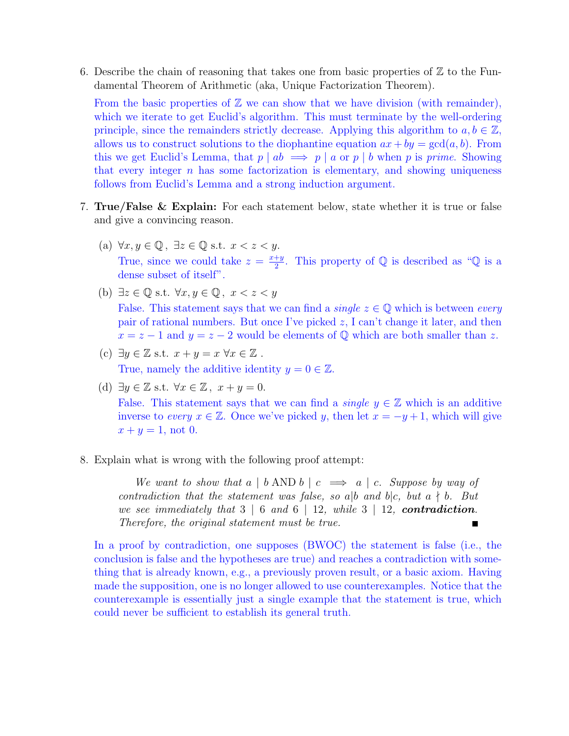6. Describe the chain of reasoning that takes one from basic properties of $\mathbb{Z}$ to the Fundamental Theorem of Arithmetic (aka, Unique Factorization Theorem).

   From the basic properties of $\mathbb{Z}$ we can show that we have division (with remainder), which we iterate to get Euclid's algorithm. This must terminate by the well-ordering principle, since the remainders strictly decrease. Applying this algorithm to $a, b \in \mathbb{Z}$, allows us to construct solutions to the diophantine equation $ax + by = \gcd(a, b)$. From this we get Euclid's Lemma, that $p \mid ab \implies p \mid a$ or $p \mid b$ when $p$ is *prime*. Showing that every integer $n$ has some factorization is elementary, and showing uniqueness follows from Euclid's Lemma and a strong induction argument.

7. **True/False & Explain:** For each statement below, state whether it is true or false and give a convincing reason.

   (a) $\forall x, y \in \mathbb{Q}, \exists z \in \mathbb{Q}$ s.t. $x < z < y$.
   True, since we could take $z = \frac{x+y}{2}$. This property of $\mathbb{Q}$ is described as "$\mathbb{Q}$ is a dense subset of itself".

   (b) $\exists z \in \mathbb{Q}$ s.t. $\forall x, y \in \mathbb{Q}, x < z < y$
   False. This statement says that we can find a *single* $z \in \mathbb{Q}$ which is between *every* pair of rational numbers. But once I've picked $z$, I can't change it later, and then $x = z - 1$ and $y = z - 2$ would be elements of $\mathbb{Q}$ which are both smaller than $z$.

   (c) $\exists y \in \mathbb{Z}$ s.t. $x + y = x \ \forall x \in \mathbb{Z}$ .
   True, namely the additive identity $y = 0 \in \mathbb{Z}$.

   (d) $\exists y \in \mathbb{Z}$ s.t. $\forall x \in \mathbb{Z}, x + y = 0$.
   False. This statement says that we can find a *single* $y \in \mathbb{Z}$ which is an additive inverse to *every* $x \in \mathbb{Z}$. Once we've picked $y$, then let $x = -y + 1$, which will give $x + y = 1$, not 0.

8. Explain what is wrong with the following proof attempt:

   > *We want to show that $a \mid b$ AND $b \mid c \implies a \mid c$. Suppose by way of contradiction that the statement was false, so $a|b$ and $b|c$, but $a \nmid b$. But we see immediately that $3 \mid 6$ and $6 \mid 12$, while $3 \mid 12$,* ***contradiction****. Therefore, the original statement must be true.* ∎

   In a proof by contradiction, one supposes (BWOC) the statement is false (i.e., the conclusion is false and the hypotheses are true) and reaches a contradiction with something that is already known, e.g., a previously proven result, or a basic axiom. Having made the supposition, one is no longer allowed to use counterexamples. Notice that the counterexample is essentially just a single example that the statement is true, which could never be sufficient to establish its general truth.